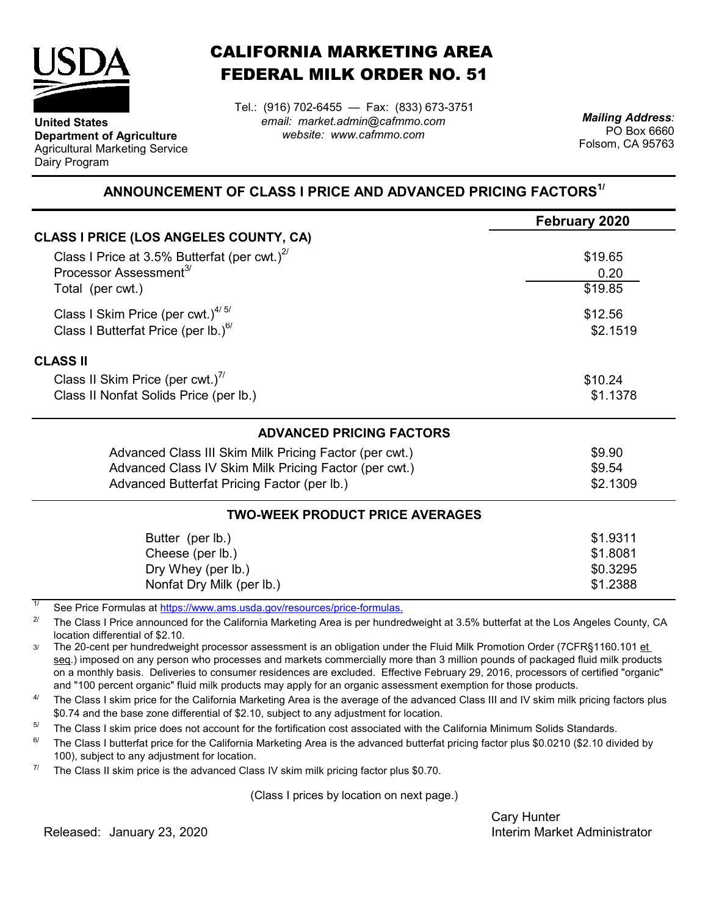# CALIFORNIA MARKETING AREA
# FEDERAL MILK ORDER NO. 51

**United States**
**Department of Agriculture**
Agricultural Marketing Service
Dairy Program

Tel.: (916) 702-6455 — Fax: (833) 673-3751
*email: market.admin@cafmmo.com*
*website: www.cafmmo.com*

***Mailing Address:***
PO Box 6660
Folsom, CA 95763

## ANNOUNCEMENT OF CLASS I PRICE AND ADVANCED PRICING FACTORS[1/]

| | **February 2020** |
|---|---|
| **CLASS I PRICE (LOS ANGELES COUNTY, CA)** | |
| Class I Price at 3.5% Butterfat (per cwt.)[2/] | $19.65 |
| Processor Assessment[3/] | 0.20 |
| Total (per cwt.) | $19.85 |
| Class I Skim Price (per cwt.)[4/ 5/] | $12.56 |
| Class I Butterfat Price (per lb.)[6/] | $2.1519 |
| **CLASS II** | |
| Class II Skim Price (per cwt.)[7/] | $10.24 |
| Class II Nonfat Solids Price (per lb.) | $1.1378 |

### ADVANCED PRICING FACTORS

| | |
|---|---|
| Advanced Class III Skim Milk Pricing Factor (per cwt.) | $9.90 |
| Advanced Class IV Skim Milk Pricing Factor (per cwt.) | $9.54 |
| Advanced Butterfat Pricing Factor (per lb.) | $2.1309 |

### TWO-WEEK PRODUCT PRICE AVERAGES

| | |
|---|---|
| Butter (per lb.) | $1.9311 |
| Cheese (per lb.) | $1.8081 |
| Dry Whey (per lb.) | $0.3295 |
| Nonfat Dry Milk (per lb.) | $1.2388 |

[1/] See Price Formulas at https://www.ams.usda.gov/resources/price-formulas.

[2/] The Class I Price announced for the California Marketing Area is per hundredweight at 3.5% butterfat at the Los Angeles County, CA location differential of $2.10.

[3/] The 20-cent per hundredweight processor assessment is an obligation under the Fluid Milk Promotion Order (7CFR§1160.101 et seq.) imposed on any person who processes and markets commercially more than 3 million pounds of packaged fluid milk products on a monthly basis. Deliveries to consumer residences are excluded. Effective February 29, 2016, processors of certified "organic" and "100 percent organic" fluid milk products may apply for an organic assessment exemption for those products.

[4/] The Class I skim price for the California Marketing Area is the average of the advanced Class III and IV skim milk pricing factors plus $0.74 and the base zone differential of $2.10, subject to any adjustment for location.

[5/] The Class I skim price does not account for the fortification cost associated with the California Minimum Solids Standards.

[6/] The Class I butterfat price for the California Marketing Area is the advanced butterfat pricing factor plus $0.0210 ($2.10 divided by 100), subject to any adjustment for location.

[7/] The Class II skim price is the advanced Class IV skim milk pricing factor plus $0.70.

(Class I prices by location on next page.)

Released: January 23, 2020

Cary Hunter
Interim Market Administrator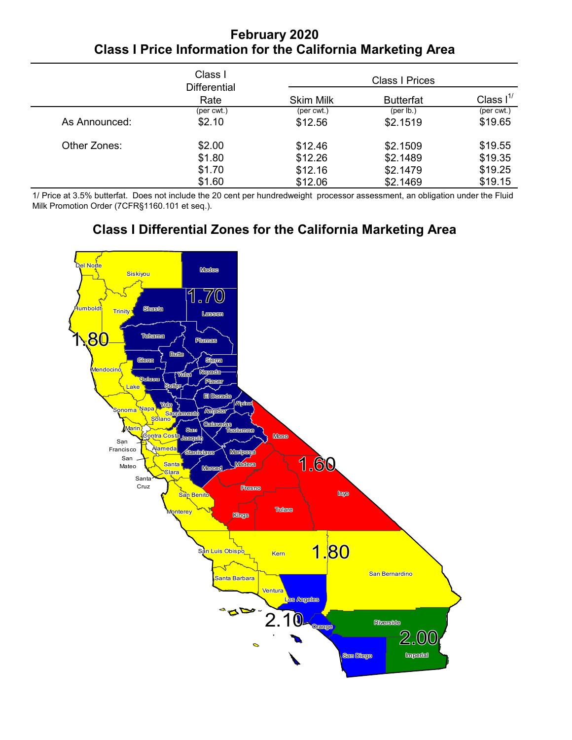# February 2020
# Class I Price Information for the California Marketing Area

| | Class I Differential Rate | Class I Prices | | |
|---|---|---|---|---|
| | | Skim Milk | Butterfat | Class I[1/] |
| | (per cwt.) | (per cwt.) | (per lb.) | (per cwt.) |
| As Announced: | $2.10 | $12.56 | $2.1519 | $19.65 |
| Other Zones: | $2.00 | $12.46 | $2.1509 | $19.55 |
| | $1.80 | $12.26 | $2.1489 | $19.35 |
| | $1.70 | $12.16 | $2.1479 | $19.25 |
| | $1.60 | $12.06 | $2.1469 | $19.15 |

1/ Price at 3.5% butterfat. Does not include the 20 cent per hundredweight processor assessment, an obligation under the Fluid Milk Promotion Order (7CFR§1160.101 et seq.).

## Class I Differential Zones for the California Marketing Area

1.70
1.80
1.60
1.80
2.10
2.00

Del Norte, Siskiyou, Modoc, Humboldt, Trinity, Shasta, Lassen, Tehama, Plumas, Butte, Glenn, Sierra, Mendocino, Nevada, Colusa, Yuba, Placer, Lake, Sutter, El Dorado, Yolo, Alpine, Sonoma, Napa, Sacramento, Amador, Solano, Calaveras, Marin, San Joaquin, Tuolumne, Mono, Contra Costa, San Francisco, Alameda, Stanislaus, Mariposa, San Mateo, Santa Clara, Madera, Merced, Santa Cruz, Fresno, Inyo, San Benito, Monterey, Tulare, Kings, San Luis Obispo, Kern, San Bernardino, Santa Barbara, Ventura, Los Angeles, Orange, Riverside, San Diego, Imperial